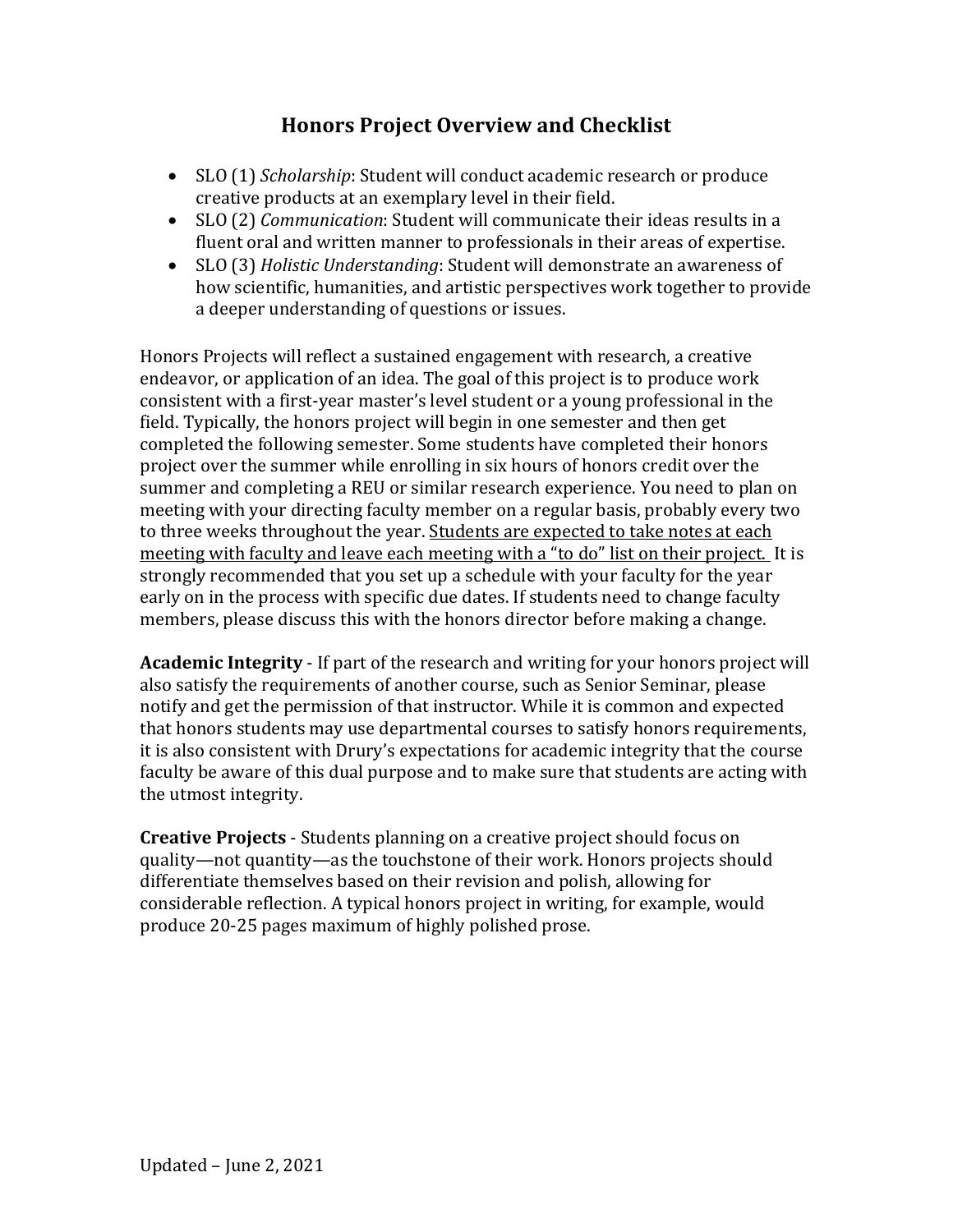# Honors Project Overview and Checklist

- SLO (1) *Scholarship*: Student will conduct academic research or produce creative products at an exemplary level in their field.
- SLO (2) *Communication*: Student will communicate their ideas results in a fluent oral and written manner to professionals in their areas of expertise.
- SLO (3) *Holistic Understanding*: Student will demonstrate an awareness of how scientific, humanities, and artistic perspectives work together to provide a deeper understanding of questions or issues.

Honors Projects will reflect a sustained engagement with research, a creative endeavor, or application of an idea. The goal of this project is to produce work consistent with a first-year master's level student or a young professional in the field. Typically, the honors project will begin in one semester and then get completed the following semester. Some students have completed their honors project over the summer while enrolling in six hours of honors credit over the summer and completing a REU or similar research experience. You need to plan on meeting with your directing faculty member on a regular basis, probably every two to three weeks throughout the year. <u>Students are expected to take notes at each meeting with faculty and leave each meeting with a "to do" list on their project.</u> It is strongly recommended that you set up a schedule with your faculty for the year early on in the process with specific due dates. If students need to change faculty members, please discuss this with the honors director before making a change.

**Academic Integrity** - If part of the research and writing for your honors project will also satisfy the requirements of another course, such as Senior Seminar, please notify and get the permission of that instructor. While it is common and expected that honors students may use departmental courses to satisfy honors requirements, it is also consistent with Drury's expectations for academic integrity that the course faculty be aware of this dual purpose and to make sure that students are acting with the utmost integrity.

**Creative Projects** - Students planning on a creative project should focus on quality—not quantity—as the touchstone of their work. Honors projects should differentiate themselves based on their revision and polish, allowing for considerable reflection. A typical honors project in writing, for example, would produce 20-25 pages maximum of highly polished prose.

Updated – June 2, 2021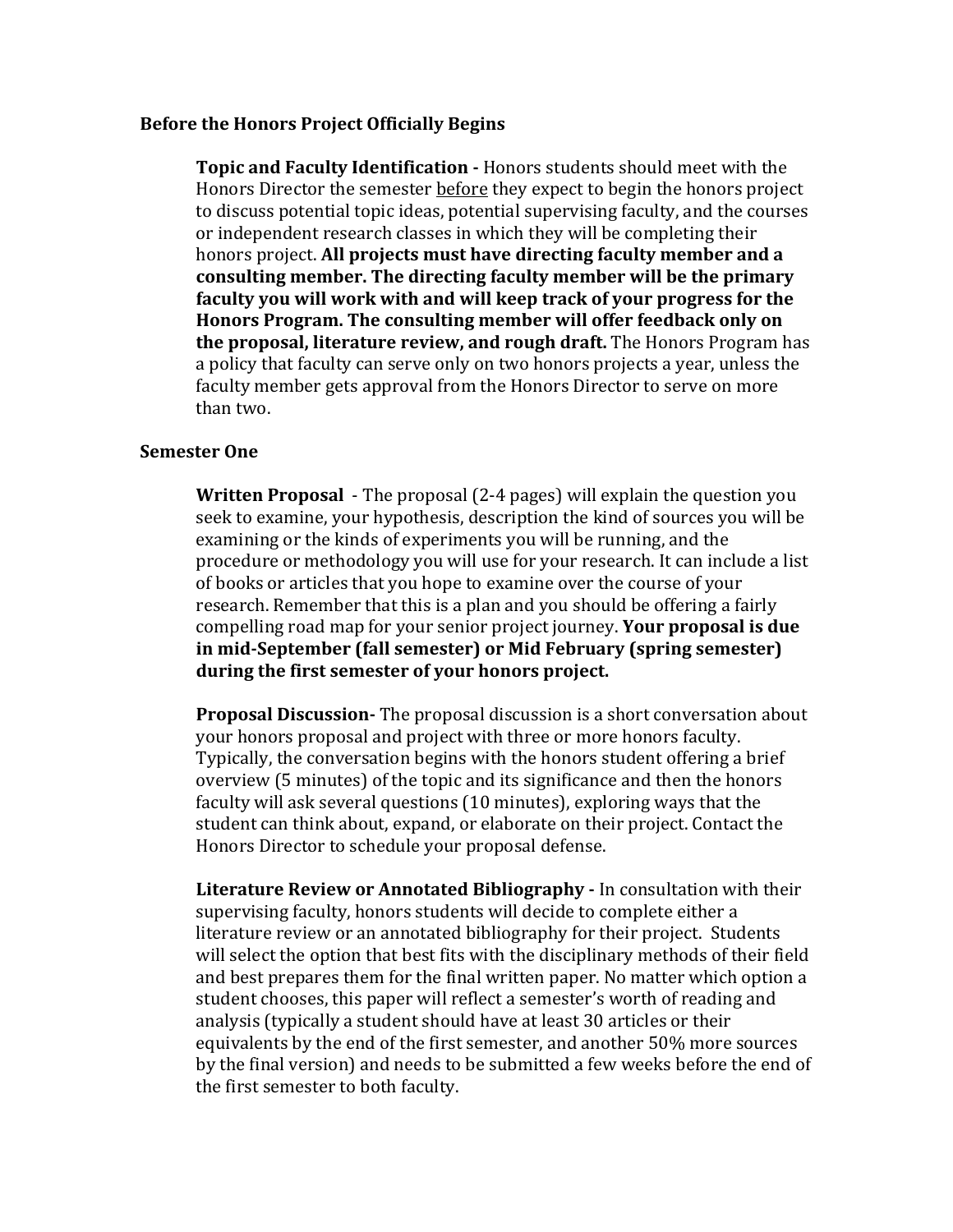### Before the Honors Project Officially Begins

**Topic and Faculty Identification -** Honors students should meet with the Honors Director the semester <u>before</u> they expect to begin the honors project to discuss potential topic ideas, potential supervising faculty, and the courses or independent research classes in which they will be completing their honors project. **All projects must have directing faculty member and a consulting member. The directing faculty member will be the primary faculty you will work with and will keep track of your progress for the Honors Program. The consulting member will offer feedback only on the proposal, literature review, and rough draft.** The Honors Program has a policy that faculty can serve only on two honors projects a year, unless the faculty member gets approval from the Honors Director to serve on more than two.

### Semester One

**Written Proposal** - The proposal (2-4 pages) will explain the question you seek to examine, your hypothesis, description the kind of sources you will be examining or the kinds of experiments you will be running, and the procedure or methodology you will use for your research. It can include a list of books or articles that you hope to examine over the course of your research. Remember that this is a plan and you should be offering a fairly compelling road map for your senior project journey. **Your proposal is due in mid-September (fall semester) or Mid February (spring semester) during the first semester of your honors project.**

**Proposal Discussion-** The proposal discussion is a short conversation about your honors proposal and project with three or more honors faculty. Typically, the conversation begins with the honors student offering a brief overview (5 minutes) of the topic and its significance and then the honors faculty will ask several questions (10 minutes), exploring ways that the student can think about, expand, or elaborate on their project. Contact the Honors Director to schedule your proposal defense.

**Literature Review or Annotated Bibliography -** In consultation with their supervising faculty, honors students will decide to complete either a literature review or an annotated bibliography for their project. Students will select the option that best fits with the disciplinary methods of their field and best prepares them for the final written paper. No matter which option a student chooses, this paper will reflect a semester's worth of reading and analysis (typically a student should have at least 30 articles or their equivalents by the end of the first semester, and another 50% more sources by the final version) and needs to be submitted a few weeks before the end of the first semester to both faculty.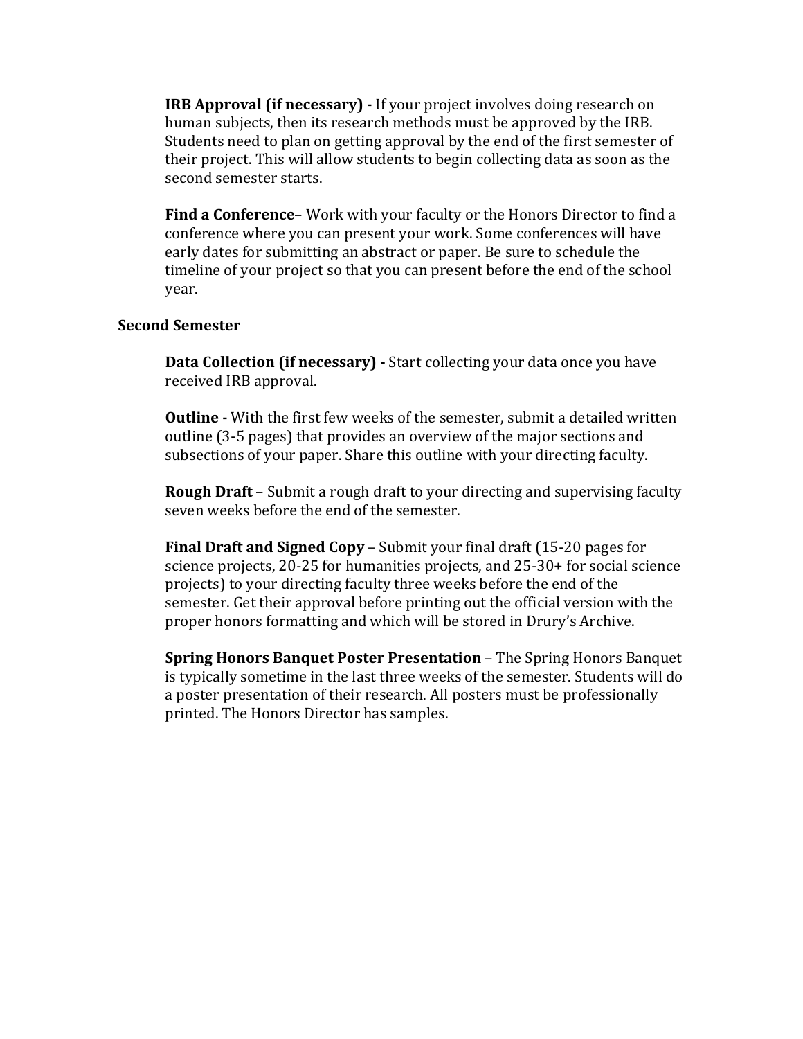**IRB Approval (if necessary) -** If your project involves doing research on human subjects, then its research methods must be approved by the IRB. Students need to plan on getting approval by the end of the first semester of their project. This will allow students to begin collecting data as soon as the second semester starts.

**Find a Conference**– Work with your faculty or the Honors Director to find a conference where you can present your work. Some conferences will have early dates for submitting an abstract or paper. Be sure to schedule the timeline of your project so that you can present before the end of the school year.

## Second Semester

**Data Collection (if necessary) -** Start collecting your data once you have received IRB approval.

**Outline -** With the first few weeks of the semester, submit a detailed written outline (3-5 pages) that provides an overview of the major sections and subsections of your paper. Share this outline with your directing faculty.

**Rough Draft** – Submit a rough draft to your directing and supervising faculty seven weeks before the end of the semester.

**Final Draft and Signed Copy** – Submit your final draft (15-20 pages for science projects, 20-25 for humanities projects, and 25-30+ for social science projects) to your directing faculty three weeks before the end of the semester. Get their approval before printing out the official version with the proper honors formatting and which will be stored in Drury's Archive.

**Spring Honors Banquet Poster Presentation** – The Spring Honors Banquet is typically sometime in the last three weeks of the semester. Students will do a poster presentation of their research. All posters must be professionally printed. The Honors Director has samples.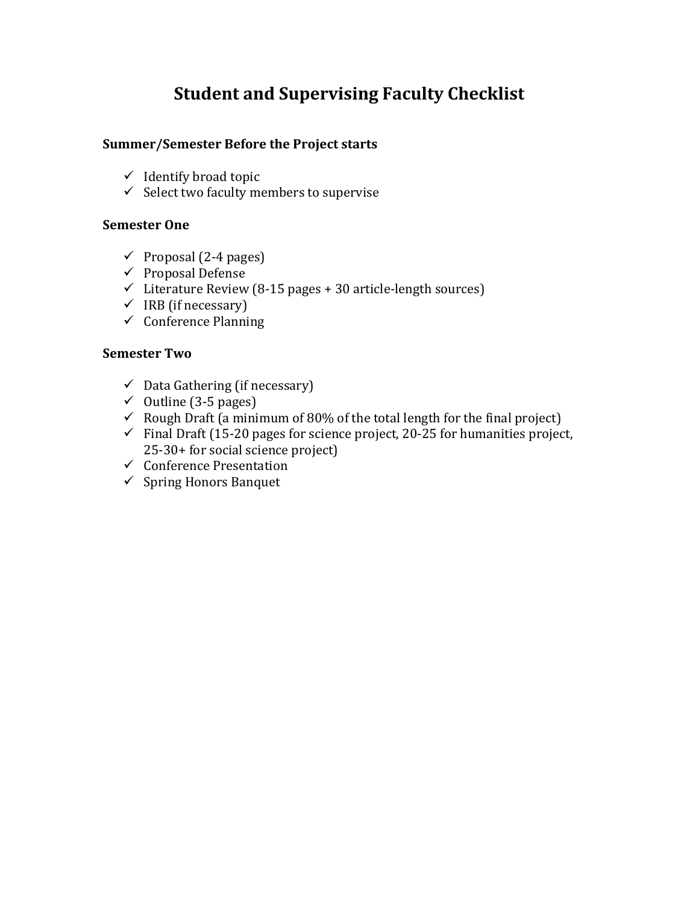# Student and Supervising Faculty Checklist

**Summer/Semester Before the Project starts**

- ✓ Identify broad topic
- ✓ Select two faculty members to supervise

**Semester One**

- ✓ Proposal (2-4 pages)
- ✓ Proposal Defense
- ✓ Literature Review (8-15 pages + 30 article-length sources)
- ✓ IRB (if necessary)
- ✓ Conference Planning

**Semester Two**

- ✓ Data Gathering (if necessary)
- ✓ Outline (3-5 pages)
- ✓ Rough Draft (a minimum of 80% of the total length for the final project)
- ✓ Final Draft (15-20 pages for science project, 20-25 for humanities project, 25-30+ for social science project)
- ✓ Conference Presentation
- ✓ Spring Honors Banquet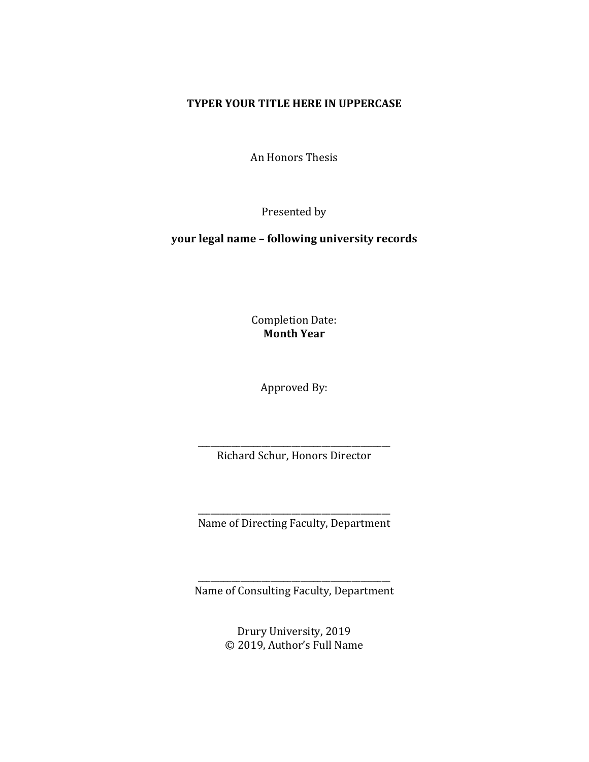**TYPER YOUR TITLE HERE IN UPPERCASE**

An Honors Thesis

Presented by

**your legal name – following university records**

Completion Date:
**Month Year**

Approved By:

_______________________________________
Richard Schur, Honors Director

_______________________________________
Name of Directing Faculty, Department

_______________________________________
Name of Consulting Faculty, Department

Drury University, 2019
© 2019, Author's Full Name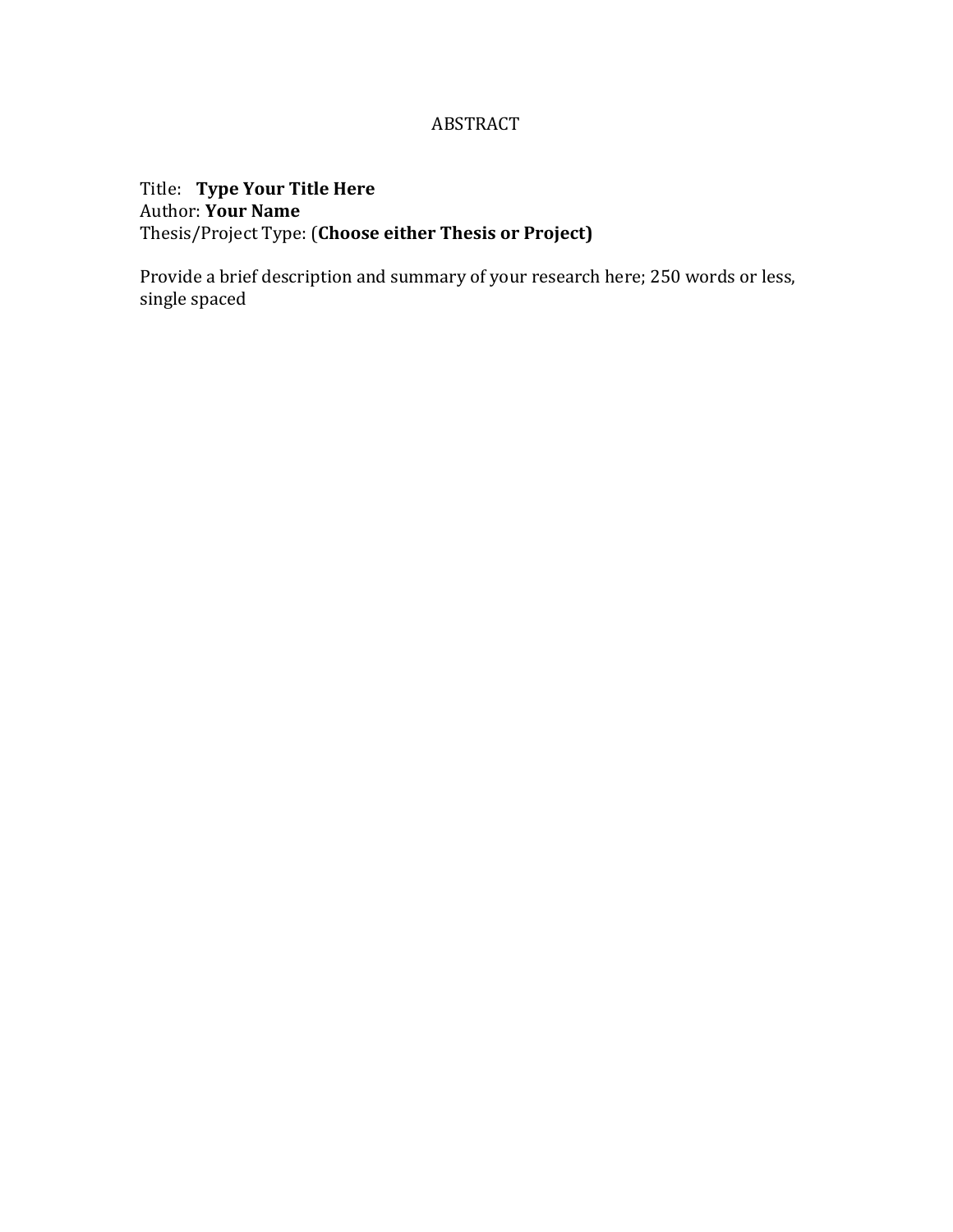# ABSTRACT

Title: **Type Your Title Here**
Author: **Your Name**
Thesis/Project Type: (**Choose either Thesis or Project)**

Provide a brief description and summary of your research here; 250 words or less, single spaced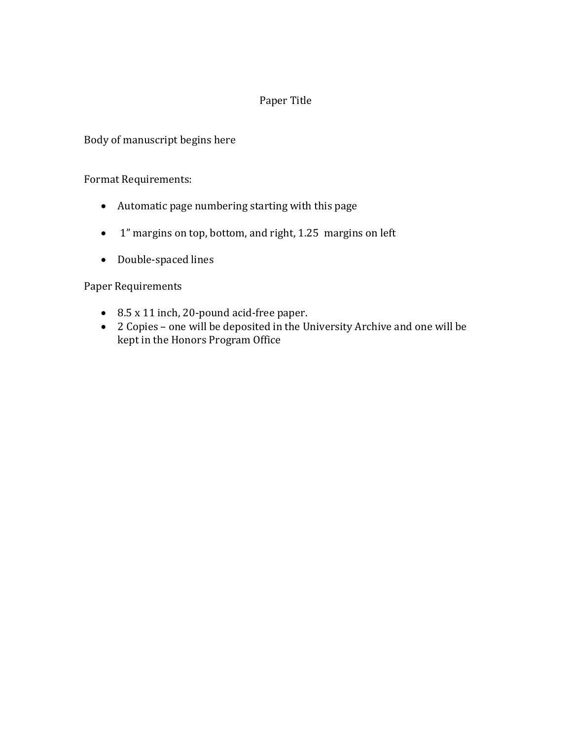Paper Title

Body of manuscript begins here

Format Requirements:

- Automatic page numbering starting with this page
- 1" margins on top, bottom, and right, 1.25 margins on left
- Double-spaced lines

Paper Requirements

- 8.5 x 11 inch, 20-pound acid-free paper.
- 2 Copies – one will be deposited in the University Archive and one will be kept in the Honors Program Office